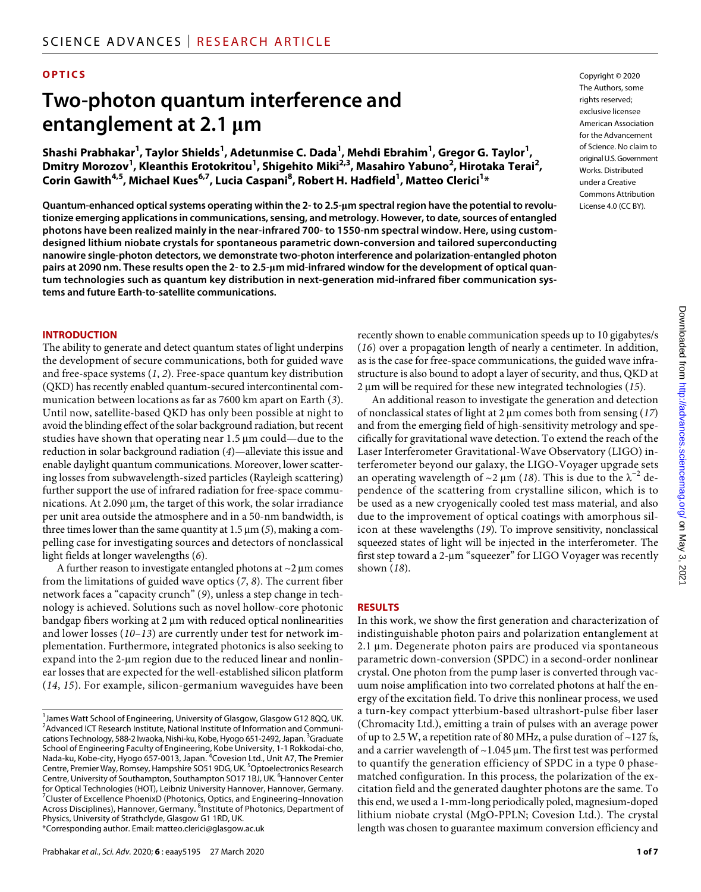OPTICS

# Two-photon quantum interference and entanglement at 2.1 μm

**Shashi Prabhakar[1], Taylor Shields[1], Adetunmise C. Dada[1], Mehdi Ebrahim[1], Gregor G. Taylor[1], Dmitry Morozov[1], Kleanthis Erotokritou[1], Shigehito Miki[2,3], Masahiro Yabuno[2], Hirotaka Terai[2], Corin Gawith[4,5], Michael Kues[6,7], Lucia Caspani[8], Robert H. Hadfield[1], Matteo Clerici[1]***

Copyright © 2020 The Authors, some rights reserved; exclusive licensee American Association for the Advancement of Science. No claim to original U.S. Government Works. Distributed under a Creative Commons Attribution License 4.0 (CC BY).

**Quantum-enhanced optical systems operating within the 2- to 2.5-μm spectral region have the potential to revolutionize emerging applications in communications, sensing, and metrology. However, to date, sources of entangled photons have been realized mainly in the near-infrared 700- to 1550-nm spectral window. Here, using custom-designed lithium niobate crystals for spontaneous parametric down-conversion and tailored superconducting nanowire single-photon detectors, we demonstrate two-photon interference and polarization-entangled photon pairs at 2090 nm. These results open the 2- to 2.5-μm mid-infrared window for the development of optical quantum technologies such as quantum key distribution in next-generation mid-infrared fiber communication systems and future Earth-to-satellite communications.**

## INTRODUCTION

The ability to generate and detect quantum states of light underpins the development of secure communications, both for guided wave and free-space systems (*1*, *2*). Free-space quantum key distribution (QKD) has recently enabled quantum-secured intercontinental communication between locations as far as 7600 km apart on Earth (*3*). Until now, satellite-based QKD has only been possible at night to avoid the blinding effect of the solar background radiation, but recent studies have shown that operating near 1.5 μm could—due to the reduction in solar background radiation (*4*)—alleviate this issue and enable daylight quantum communications. Moreover, lower scattering losses from subwavelength-sized particles (Rayleigh scattering) further support the use of infrared radiation for free-space communications. At 2.090 μm, the target of this work, the solar irradiance per unit area outside the atmosphere and in a 50-nm bandwidth, is three times lower than the same quantity at 1.5 μm (*5*), making a compelling case for investigating sources and detectors of nonclassical light fields at longer wavelengths (*6*).

A further reason to investigate entangled photons at ~2 μm comes from the limitations of guided wave optics (*7*, *8*). The current fiber network faces a "capacity crunch" (*9*), unless a step change in technology is achieved. Solutions such as novel hollow-core photonic bandgap fibers working at 2 μm with reduced optical nonlinearities and lower losses (*10*–*13*) are currently under test for network implementation. Furthermore, integrated photonics is also seeking to expand into the 2-μm region due to the reduced linear and nonlinear losses that are expected for the well-established silicon platform (*14*, *15*). For example, silicon-germanium waveguides have been recently shown to enable communication speeds up to 10 gigabytes/s (*16*) over a propagation length of nearly a centimeter. In addition, as is the case for free-space communications, the guided wave infrastructure is also bound to adopt a layer of security, and thus, QKD at 2 μm will be required for these new integrated technologies (*15*).

An additional reason to investigate the generation and detection of nonclassical states of light at 2 μm comes both from sensing (*17*) and from the emerging field of high-sensitivity metrology and specifically for gravitational wave detection. To extend the reach of the Laser Interferometer Gravitational-Wave Observatory (LIGO) interferometer beyond our galaxy, the LIGO-Voyager upgrade sets an operating wavelength of ~2 μm (*18*). This is due to the $\lambda^{-2}$ dependence of the scattering from crystalline silicon, which is to be used as a new cryogenically cooled test mass material, and also due to the improvement of optical coatings with amorphous silicon at these wavelengths (*19*). To improve sensitivity, nonclassical squeezed states of light will be injected in the interferometer. The first step toward a 2-μm "squeezer" for LIGO Voyager was recently shown (*18*).

## RESULTS

In this work, we show the first generation and characterization of indistinguishable photon pairs and polarization entanglement at 2.1 μm. Degenerate photon pairs are produced via spontaneous parametric down-conversion (SPDC) in a second-order nonlinear crystal. One photon from the pump laser is converted through vacuum noise amplification into two correlated photons at half the energy of the excitation field. To drive this nonlinear process, we used a turn-key compact ytterbium-based ultrashort-pulse fiber laser (Chromacity Ltd.), emitting a train of pulses with an average power of up to 2.5 W, a repetition rate of 80 MHz, a pulse duration of ~127 fs, and a carrier wavelength of ~1.045 μm. The first test was performed to quantify the generation efficiency of SPDC in a type 0 phase-matched configuration. In this process, the polarization of the excitation field and the generated daughter photons are the same. To this end, we used a 1-mm-long periodically poled, magnesium-doped lithium niobate crystal (MgO-PPLN; Covesion Ltd.). The crystal length was chosen to guarantee maximum conversion efficiency and

[1]James Watt School of Engineering, University of Glasgow, Glasgow G12 8QQ, UK. [2]Advanced ICT Research Institute, National Institute of Information and Communications Technology, 588-2 Iwaoka, Nishi-ku, Kobe, Hyogo 651-2492, Japan. [3]Graduate School of Engineering Faculty of Engineering, Kobe University, 1-1 Rokkodai-cho, Nada-ku, Kobe-city, Hyogo 657-0013, Japan. [4]Covesion Ltd., Unit A7, The Premier Centre, Premier Way, Romsey, Hampshire SO51 9DG, UK. [5]Optoelectronics Research Centre, University of Southampton, Southampton SO17 1BJ, UK. [6]Hannover Center for Optical Technologies (HOT), Leibniz University Hannover, Hannover, Germany. [7]Cluster of Excellence PhoenixD (Photonics, Optics, and Engineering–Innovation Across Disciplines), Hannover, Germany. [8]Institute of Photonics, Department of Physics, University of Strathclyde, Glasgow G1 1RD, UK.
*Corresponding author. Email: matteo.clerici@glasgow.ac.uk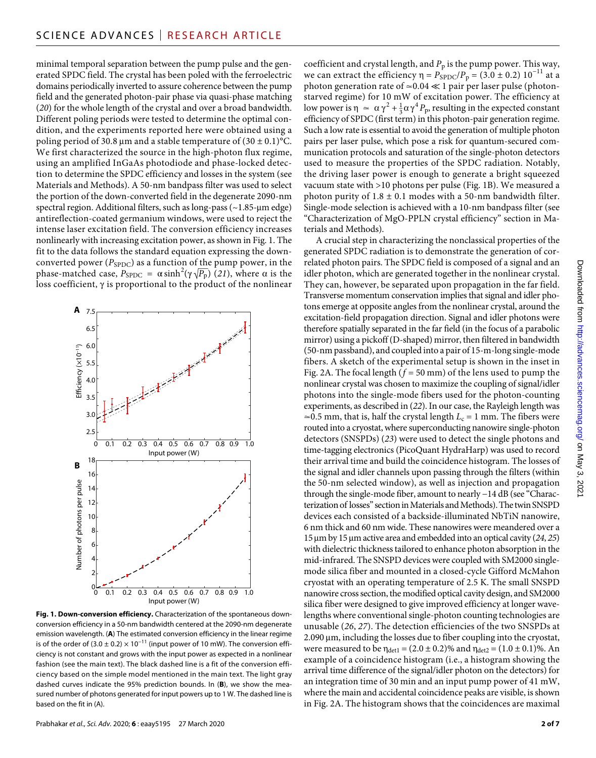minimal temporal separation between the pump pulse and the generated SPDC field. The crystal has been poled with the ferroelectric domains periodically inverted to assure coherence between the pump field and the generated photon-pair phase via quasi-phase matching (20) for the whole length of the crystal and over a broad bandwidth. Different poling periods were tested to determine the optimal condition, and the experiments reported here were obtained using a poling period of 30.8 μm and a stable temperature of (30 ± 0.1)°C. We first characterized the source in the high-photon flux regime, using an amplified InGaAs photodiode and phase-locked detection to determine the SPDC efficiency and losses in the system (see Materials and Methods). A 50-nm bandpass filter was used to select the portion of the down-converted field in the degenerate 2090-nm spectral region. Additional filters, such as long-pass (~1.85-μm edge) antireflection-coated germanium windows, were used to reject the intense laser excitation field. The conversion efficiency increases nonlinearly with increasing excitation power, as shown in Fig. 1. The fit to the data follows the standard equation expressing the down-converted power ($P_{SPDC}$) as a function of the pump power, in the phase-matched case, $P_{SPDC} = \alpha \sinh^2(\gamma \sqrt{P_p})$ (21), where α is the loss coefficient, γ is proportional to the product of the nonlinear coefficient and crystal length, and $P_p$ is the pump power. This way, we can extract the efficiency $\eta = P_{SPDC}/P_p = (3.0 \pm 0.2)\ 10^{-11}$ at a photon generation rate of ≃0.04 ≪ 1 pair per laser pulse (photon-starved regime) for 10 mW of excitation power. The efficiency at low power is $\eta \simeq \alpha\gamma^2 + \frac{1}{3}\alpha\gamma^4 P_p$, resulting in the expected constant efficiency of SPDC (first term) in this photon-pair generation regime. Such a low rate is essential to avoid the generation of multiple photon pairs per laser pulse, which pose a risk for quantum-secured communication protocols and saturation of the single-photon detectors used to measure the properties of the SPDC radiation. Notably, the driving laser power is enough to generate a bright squeezed vacuum state with >10 photons per pulse (Fig. 1B). We measured a photon purity of 1.8 ± 0.1 modes with a 50-nm bandwidth filter. Single-mode selection is achieved with a 10-nm bandpass filter (see "Characterization of MgO-PPLN crystal efficiency" section in Materials and Methods).

**Fig. 1. Down-conversion efficiency.** Characterization of the spontaneous down-conversion efficiency in a 50-nm bandwidth centered at the 2090-nm degenerate emission wavelength. (**A**) The estimated conversion efficiency in the linear regime is of the order of $(3.0 \pm 0.2) \times 10^{-11}$ (input power of 10 mW). The conversion efficiency is not constant and grows with the input power as expected in a nonlinear fashion (see the main text). The black dashed line is a fit of the conversion efficiency based on the simple model mentioned in the main text. The light gray dashed curves indicate the 95% prediction bounds. In (**B**), we show the measured number of photons generated for input powers up to 1 W. The dashed line is based on the fit in (A).

A crucial step in characterizing the nonclassical properties of the generated SPDC radiation is to demonstrate the generation of correlated photon pairs. The SPDC field is composed of a signal and an idler photon, which are generated together in the nonlinear crystal. They can, however, be separated upon propagation in the far field. Transverse momentum conservation implies that signal and idler photons emerge at opposite angles from the nonlinear crystal, around the excitation-field propagation direction. Signal and idler photons were therefore spatially separated in the far field (in the focus of a parabolic mirror) using a pickoff (D-shaped) mirror, then filtered in bandwidth (50-nm passband), and coupled into a pair of 15-m-long single-mode fibers. A sketch of the experimental setup is shown in the inset in Fig. 2A. The focal length ($f$ = 50 mm) of the lens used to pump the nonlinear crystal was chosen to maximize the coupling of signal/idler photons into the single-mode fibers used for the photon-counting experiments, as described in (22). In our case, the Rayleigh length was ≃0.5 mm, that is, half the crystal length $L_c$ = 1 mm. The fibers were routed into a cryostat, where superconducting nanowire single-photon detectors (SNSPDs) (23) were used to detect the single photons and time-tagging electronics (PicoQuant HydraHarp) was used to record their arrival time and build the coincidence histogram. The losses of the signal and idler channels upon passing through the filters (within the 50-nm selected window), as well as injection and propagation through the single-mode fiber, amount to nearly −14 dB (see "Characterization of losses" section in Materials and Methods). The twin SNSPD devices each consisted of a backside-illuminated NbTiN nanowire, 6 nm thick and 60 nm wide. These nanowires were meandered over a 15 μm by 15 μm active area and embedded into an optical cavity (24, 25) with dielectric thickness tailored to enhance photon absorption in the mid-infrared. The SNSPD devices were coupled with SM2000 single-mode silica fiber and mounted in a closed-cycle Gifford McMahon cryostat with an operating temperature of 2.5 K. The small SNSPD nanowire cross section, the modified optical cavity design, and SM2000 silica fiber were designed to give improved efficiency at longer wavelengths where conventional single-photon counting technologies are unusable (26, 27). The detection efficiencies of the two SNSPDs at 2.090 μm, including the losses due to fiber coupling into the cryostat, were measured to be $\eta_{det1} = (2.0 \pm 0.2)\%$ and $\eta_{det2} = (1.0 \pm 0.1)\%$. An example of a coincidence histogram (i.e., a histogram showing the arrival time difference of the signal/idler photon on the detectors) for an integration time of 30 min and an input pump power of 41 mW, where the main and accidental coincidence peaks are visible, is shown in Fig. 2A. The histogram shows that the coincidences are maximal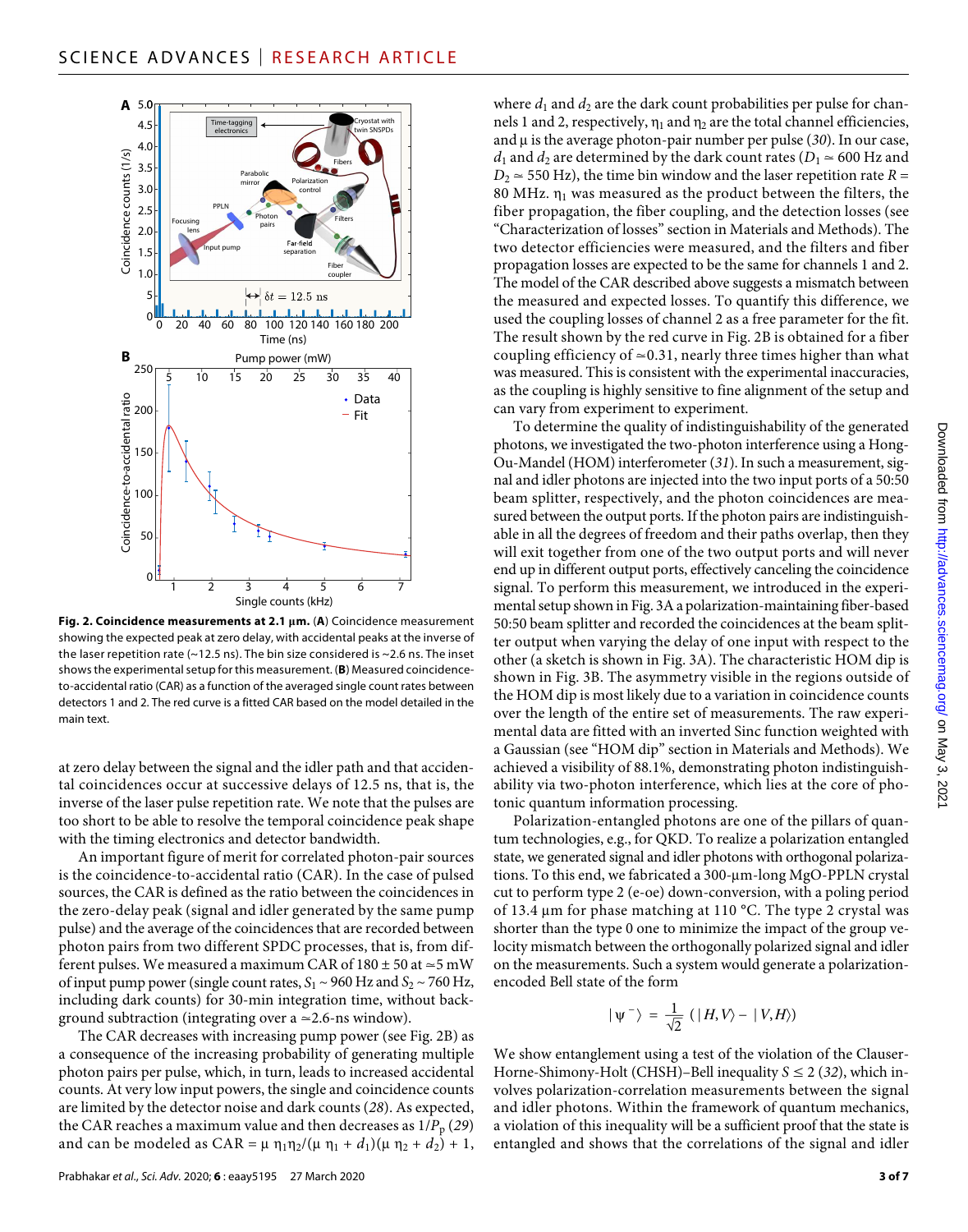**Fig. 2. Coincidence measurements at 2.1 μm.** (**A**) Coincidence measurement showing the expected peak at zero delay, with accidental peaks at the inverse of the laser repetition rate (~12.5 ns). The bin size considered is ~2.6 ns. The inset shows the experimental setup for this measurement. (**B**) Measured coincidence-to-accidental ratio (CAR) as a function of the averaged single count rates between detectors 1 and 2. The red curve is a fitted CAR based on the model detailed in the main text.

at zero delay between the signal and the idler path and that accidental coincidences occur at successive delays of 12.5 ns, that is, the inverse of the laser pulse repetition rate. We note that the pulses are too short to be able to resolve the temporal coincidence peak shape with the timing electronics and detector bandwidth.

An important figure of merit for correlated photon-pair sources is the coincidence-to-accidental ratio (CAR). In the case of pulsed sources, the CAR is defined as the ratio between the coincidences in the zero-delay peak (signal and idler generated by the same pump pulse) and the average of the coincidences that are recorded between photon pairs from two different SPDC processes, that is, from different pulses. We measured a maximum CAR of 180 ± 50 at ≃5 mW of input pump power (single count rates, $S_1$ ~ 960 Hz and $S_2$ ~ 760 Hz, including dark counts) for 30-min integration time, without background subtraction (integrating over a ≃2.6-ns window).

The CAR decreases with increasing pump power (see Fig. 2B) as a consequence of the increasing probability of generating multiple photon pairs per pulse, which, in turn, leads to increased accidental counts. At very low input powers, the single and coincidence counts are limited by the detector noise and dark counts (*28*). As expected, the CAR reaches a maximum value and then decreases as $1/P_p$ (*29*) and can be modeled as CAR = $\mu\, \eta_1\eta_2/(\mu\, \eta_1 + d_1)(\mu\, \eta_2 + d_2) + 1$, where $d_1$ and $d_2$ are the dark count probabilities per pulse for channels 1 and 2, respectively, $\eta_1$ and $\eta_2$ are the total channel efficiencies, and μ is the average photon-pair number per pulse (*30*). In our case, $d_1$ and $d_2$ are determined by the dark count rates ($D_1$ ≃ 600 Hz and $D_2$ ≃ 550 Hz), the time bin window and the laser repetition rate $R$ = 80 MHz. $\eta_1$ was measured as the product between the filters, the fiber propagation, the fiber coupling, and the detection losses (see "Characterization of losses" section in Materials and Methods). The two detector efficiencies were measured, and the filters and fiber propagation losses are expected to be the same for channels 1 and 2. The model of the CAR described above suggests a mismatch between the measured and expected losses. To quantify this difference, we used the coupling losses of channel 2 as a free parameter for the fit. The result shown by the red curve in Fig. 2B is obtained for a fiber coupling efficiency of ≃0.31, nearly three times higher than what was measured. This is consistent with the experimental inaccuracies, as the coupling is highly sensitive to fine alignment of the setup and can vary from experiment to experiment.

To determine the quality of indistinguishability of the generated photons, we investigated the two-photon interference using a Hong-Ou-Mandel (HOM) interferometer (*31*). In such a measurement, signal and idler photons are injected into the two input ports of a 50:50 beam splitter, respectively, and the photon coincidences are measured between the output ports. If the photon pairs are indistinguishable in all the degrees of freedom and their paths overlap, then they will exit together from one of the two output ports and will never end up in different output ports, effectively canceling the coincidence signal. To perform this measurement, we introduced in the experimental setup shown in Fig. 3A a polarization-maintaining fiber-based 50:50 beam splitter and recorded the coincidences at the beam splitter output when varying the delay of one input with respect to the other (a sketch is shown in Fig. 3A). The characteristic HOM dip is shown in Fig. 3B. The asymmetry visible in the regions outside of the HOM dip is most likely due to a variation in coincidence counts over the length of the entire set of measurements. The raw experimental data are fitted with an inverted Sinc function weighted with a Gaussian (see "HOM dip" section in Materials and Methods). We achieved a visibility of 88.1%, demonstrating photon indistinguishability via two-photon interference, which lies at the core of photonic quantum information processing.

Polarization-entangled photons are one of the pillars of quantum technologies, e.g., for QKD. To realize a polarization entangled state, we generated signal and idler photons with orthogonal polarizations. To this end, we fabricated a 300-μm-long MgO-PPLN crystal cut to perform type 2 (e-oe) down-conversion, with a poling period of 13.4 μm for phase matching at 110 °C. The type 2 crystal was shorter than the type 0 one to minimize the impact of the group velocity mismatch between the orthogonally polarized signal and idler on the measurements. Such a system would generate a polarization-encoded Bell state of the form

$$|\psi^-\rangle = \frac{1}{\sqrt{2}}\,(|H,V\rangle - |V,H\rangle)$$

We show entanglement using a test of the violation of the Clauser-Horne-Shimony-Holt (CHSH)–Bell inequality $S \le 2$ (*32*), which involves polarization-correlation measurements between the signal and idler photons. Within the framework of quantum mechanics, a violation of this inequality will be a sufficient proof that the state is entangled and shows that the correlations of the signal and idler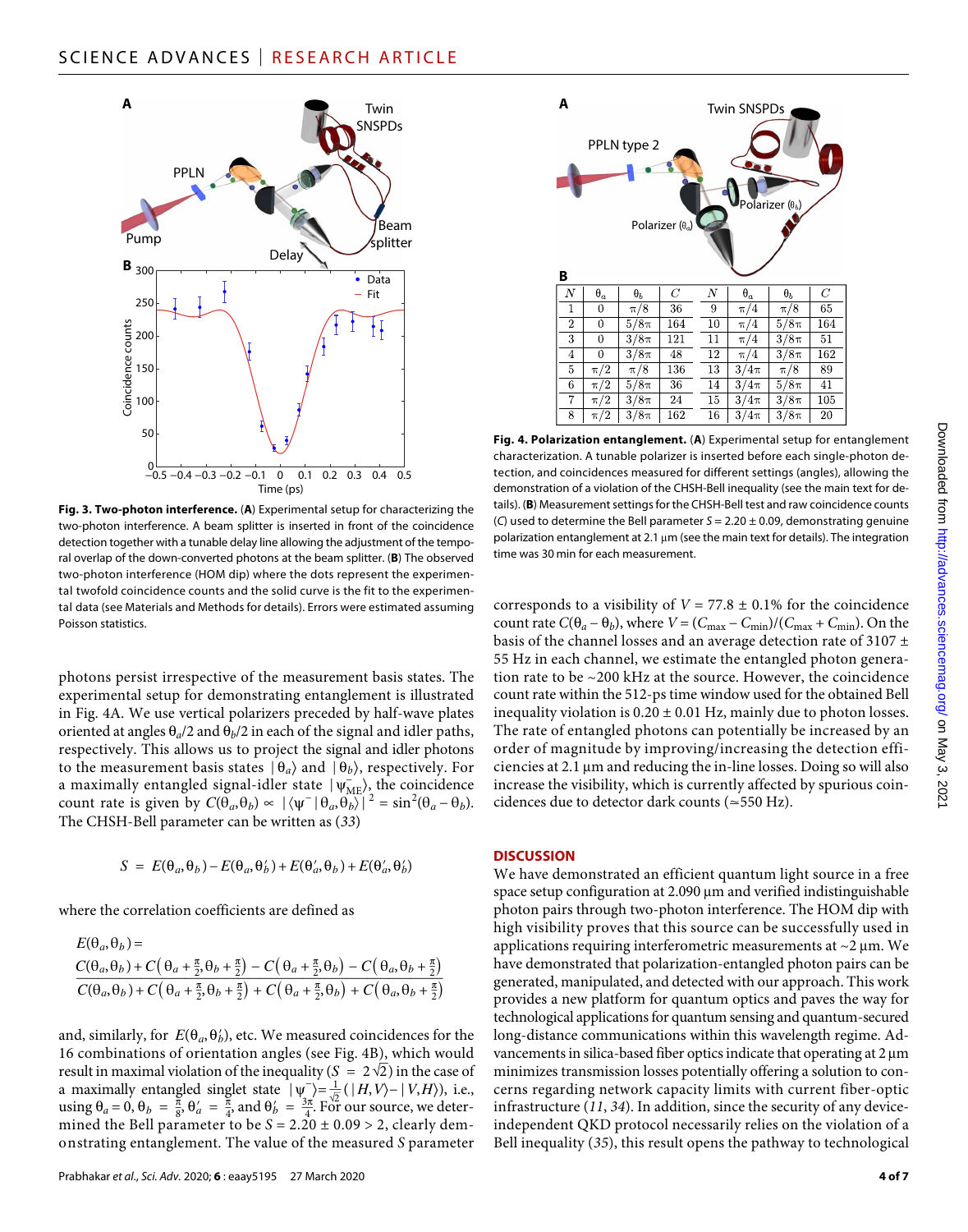Fig. 3. Two-photon interference. (A) Experimental setup for characterizing the two-photon interference. A beam splitter is inserted in front of the coincidence detection together with a tunable delay line allowing the adjustment of the temporal overlap of the down-converted photons at the beam splitter. (B) The observed two-photon interference (HOM dip) where the dots represent the experimental twofold coincidence counts and the solid curve is the fit to the experimental data (see Materials and Methods for details). Errors were estimated assuming Poisson statistics.

photons persist irrespective of the measurement basis states. The experimental setup for demonstrating entanglement is illustrated in Fig. 4A. We use vertical polarizers preceded by half-wave plates oriented at angles $\theta_a/2$ and $\theta_b/2$ in each of the signal and idler paths, respectively. This allows us to project the signal and idler photons to the measurement basis states $|\theta_a\rangle$ and $|\theta_b\rangle$, respectively. For a maximally entangled signal-idler state $|\psi^-_{\mathrm{ME}}\rangle$, the coincidence count rate is given by $C(\theta_a, \theta_b) \propto |\langle\psi^-|\theta_a, \theta_b\rangle|^2 = \sin^2(\theta_a - \theta_b)$. The CHSH-Bell parameter can be written as (33)

$$S = E(\theta_a, \theta_b) - E(\theta_a, \theta'_b) + E(\theta'_a, \theta_b) + E(\theta'_a, \theta'_b)$$

where the correlation coefficients are defined as

$$E(\theta_a, \theta_b) = \frac{C(\theta_a, \theta_b) + C\left(\theta_a + \frac{\pi}{2}, \theta_b + \frac{\pi}{2}\right) - C\left(\theta_a + \frac{\pi}{2}, \theta_b\right) - C\left(\theta_a, \theta_b + \frac{\pi}{2}\right)}{C(\theta_a, \theta_b) + C\left(\theta_a + \frac{\pi}{2}, \theta_b + \frac{\pi}{2}\right) + C\left(\theta_a + \frac{\pi}{2}, \theta_b\right) + C\left(\theta_a, \theta_b + \frac{\pi}{2}\right)}$$

and, similarly, for $E(\theta_a, \theta'_b)$, etc. We measured coincidences for the 16 combinations of orientation angles (see Fig. 4B), which would result in maximal violation of the inequality ($S = 2\sqrt{2}$) in the case of a maximally entangled singlet state $|\psi^-\rangle = \frac{1}{\sqrt{2}}(|H, V\rangle - |V, H\rangle)$, i.e., using $\theta_a = 0, \theta_b = \frac{\pi}{8}, \theta'_a = \frac{\pi}{4}$, and $\theta'_b = \frac{3\pi}{4}$. For our source, we determined the Bell parameter to be $S = 2.20 \pm 0.09 > 2$, clearly demonstrating entanglement. The value of the measured $S$ parameter

| $N$ | $\theta_a$ | $\theta_b$ | $C$ | $N$ | $\theta_a$ | $\theta_b$ | $C$ |
|---|---|---|---|---|---|---|---|
| 1 | 0 | $\pi/8$ | 36 | 9 | $\pi/4$ | $\pi/8$ | 65 |
| 2 | 0 | $5/8\pi$ | 164 | 10 | $\pi/4$ | $5/8\pi$ | 164 |
| 3 | 0 | $3/8\pi$ | 121 | 11 | $\pi/4$ | $3/8\pi$ | 51 |
| 4 | 0 | $3/8\pi$ | 48 | 12 | $\pi/4$ | $3/8\pi$ | 162 |
| 5 | $\pi/2$ | $\pi/8$ | 136 | 13 | $3/4\pi$ | $\pi/8$ | 89 |
| 6 | $\pi/2$ | $5/8\pi$ | 36 | 14 | $3/4\pi$ | $5/8\pi$ | 41 |
| 7 | $\pi/2$ | $3/8\pi$ | 24 | 15 | $3/4\pi$ | $3/8\pi$ | 105 |
| 8 | $\pi/2$ | $3/8\pi$ | 162 | 16 | $3/4\pi$ | $3/8\pi$ | 20 |

Fig. 4. Polarization entanglement. (A) Experimental setup for entanglement characterization. A tunable polarizer is inserted before each single-photon detection, and coincidences measured for different settings (angles), allowing the demonstration of a violation of the CHSH-Bell inequality (see the main text for details). (B) Measurement settings for the CHSH-Bell test and raw coincidence counts ($C$) used to determine the Bell parameter $S = 2.20 \pm 0.09$, demonstrating genuine polarization entanglement at 2.1 μm (see the main text for details). The integration time was 30 min for each measurement.

corresponds to a visibility of $V = 77.8 \pm 0.1\%$ for the coincidence count rate $C(\theta_a - \theta_b)$, where $V = (C_{\max} - C_{\min})/(C_{\max} + C_{\min})$. On the basis of the channel losses and an average detection rate of $3107 \pm 55$ Hz in each channel, we estimate the entangled photon generation rate to be ~200 kHz at the source. However, the coincidence count rate within the 512-ps time window used for the obtained Bell inequality violation is $0.20 \pm 0.01$ Hz, mainly due to photon losses. The rate of entangled photons can potentially be increased by an order of magnitude by improving/increasing the detection efficiencies at 2.1 μm and reducing the in-line losses. Doing so will also increase the visibility, which is currently affected by spurious coincidences due to detector dark counts (≃550 Hz).

## DISCUSSION

We have demonstrated an efficient quantum light source in a free space setup configuration at 2.090 μm and verified indistinguishable photon pairs through two-photon interference. The HOM dip with high visibility proves that this source can be successfully used in applications requiring interferometric measurements at ~2 μm. We have demonstrated that polarization-entangled photon pairs can be generated, manipulated, and detected with our approach. This work provides a new platform for quantum optics and paves the way for technological applications for quantum sensing and quantum-secured long-distance communications within this wavelength regime. Advancements in silica-based fiber optics indicate that operating at 2 μm minimizes transmission losses potentially offering a solution to concerns regarding network capacity limits with current fiber-optic infrastructure (11, 34). In addition, since the security of any device-independent QKD protocol necessarily relies on the violation of a Bell inequality (35), this result opens the pathway to technological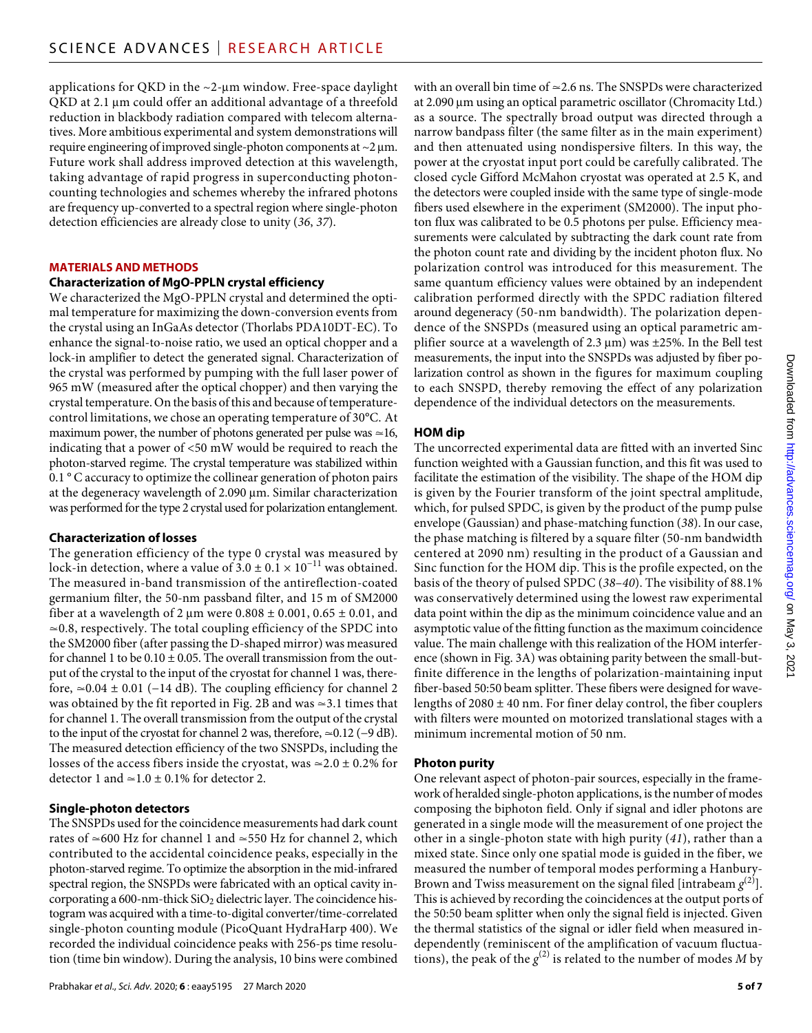applications for QKD in the ~2-μm window. Free-space daylight QKD at 2.1 μm could offer an additional advantage of a threefold reduction in blackbody radiation compared with telecom alternatives. More ambitious experimental and system demonstrations will require engineering of improved single-photon components at ~2 μm. Future work shall address improved detection at this wavelength, taking advantage of rapid progress in superconducting photon-counting technologies and schemes whereby the infrared photons are frequency up-converted to a spectral region where single-photon detection efficiencies are already close to unity (*36*, *37*).

## MATERIALS AND METHODS

### Characterization of MgO-PPLN crystal efficiency

We characterized the MgO-PPLN crystal and determined the optimal temperature for maximizing the down-conversion events from the crystal using an InGaAs detector (Thorlabs PDA10DT-EC). To enhance the signal-to-noise ratio, we used an optical chopper and a lock-in amplifier to detect the generated signal. Characterization of the crystal was performed by pumping with the full laser power of 965 mW (measured after the optical chopper) and then varying the crystal temperature. On the basis of this and because of temperature-control limitations, we chose an operating temperature of 30°C. At maximum power, the number of photons generated per pulse was ≃16, indicating that a power of <50 mW would be required to reach the photon-starved regime. The crystal temperature was stabilized within 0.1 ° C accuracy to optimize the collinear generation of photon pairs at the degeneracy wavelength of 2.090 μm. Similar characterization was performed for the type 2 crystal used for polarization entanglement.

### Characterization of losses

The generation efficiency of the type 0 crystal was measured by lock-in detection, where a value of $3.0 \pm 0.1 \times 10^{-11}$ was obtained. The measured in-band transmission of the antireflection-coated germanium filter, the 50-nm passband filter, and 15 m of SM2000 fiber at a wavelength of 2 μm were 0.808 ± 0.001, 0.65 ± 0.01, and ≃0.8, respectively. The total coupling efficiency of the SPDC into the SM2000 fiber (after passing the D-shaped mirror) was measured for channel 1 to be 0.10 ± 0.05. The overall transmission from the output of the crystal to the input of the cryostat for channel 1 was, therefore, ≃0.04 ± 0.01 (−14 dB). The coupling efficiency for channel 2 was obtained by the fit reported in Fig. 2B and was ≃3.1 times that for channel 1. The overall transmission from the output of the crystal to the input of the cryostat for channel 2 was, therefore, ≃0.12 (−9 dB). The measured detection efficiency of the two SNSPDs, including the losses of the access fibers inside the cryostat, was ≃2.0 ± 0.2% for detector 1 and ≃1.0 ± 0.1% for detector 2.

### Single-photon detectors

The SNSPDs used for the coincidence measurements had dark count rates of ≃600 Hz for channel 1 and ≃550 Hz for channel 2, which contributed to the accidental coincidence peaks, especially in the photon-starved regime. To optimize the absorption in the mid-infrared spectral region, the SNSPDs were fabricated with an optical cavity incorporating a 600-nm-thick $SiO_2$ dielectric layer. The coincidence histogram was acquired with a time-to-digital converter/time-correlated single-photon counting module (PicoQuant HydraHarp 400). We recorded the individual coincidence peaks with 256-ps time resolution (time bin window). During the analysis, 10 bins were combined with an overall bin time of ≃2.6 ns. The SNSPDs were characterized at 2.090 μm using an optical parametric oscillator (Chromacity Ltd.) as a source. The spectrally broad output was directed through a narrow bandpass filter (the same filter as in the main experiment) and then attenuated using nondispersive filters. In this way, the power at the cryostat input port could be carefully calibrated. The closed cycle Gifford McMahon cryostat was operated at 2.5 K, and the detectors were coupled inside with the same type of single-mode fibers used elsewhere in the experiment (SM2000). The input photon flux was calibrated to be 0.5 photons per pulse. Efficiency measurements were calculated by subtracting the dark count rate from the photon count rate and dividing by the incident photon flux. No polarization control was introduced for this measurement. The same quantum efficiency values were obtained by an independent calibration performed directly with the SPDC radiation filtered around degeneracy (50-nm bandwidth). The polarization dependence of the SNSPDs (measured using an optical parametric amplifier source at a wavelength of 2.3 μm) was ±25%. In the Bell test measurements, the input into the SNSPDs was adjusted by fiber polarization control as shown in the figures for maximum coupling to each SNSPD, thereby removing the effect of any polarization dependence of the individual detectors on the measurements.

### HOM dip

The uncorrected experimental data are fitted with an inverted Sinc function weighted with a Gaussian function, and this fit was used to facilitate the estimation of the visibility. The shape of the HOM dip is given by the Fourier transform of the joint spectral amplitude, which, for pulsed SPDC, is given by the product of the pump pulse envelope (Gaussian) and phase-matching function (*38*). In our case, the phase matching is filtered by a square filter (50-nm bandwidth centered at 2090 nm) resulting in the product of a Gaussian and Sinc function for the HOM dip. This is the profile expected, on the basis of the theory of pulsed SPDC (*38*–*40*). The visibility of 88.1% was conservatively determined using the lowest raw experimental data point within the dip as the minimum coincidence value and an asymptotic value of the fitting function as the maximum coincidence value. The main challenge with this realization of the HOM interference (shown in Fig. 3A) was obtaining parity between the small-but-finite difference in the lengths of polarization-maintaining input fiber-based 50:50 beam splitter. These fibers were designed for wavelengths of 2080 ± 40 nm. For finer delay control, the fiber couplers with filters were mounted on motorized translational stages with a minimum incremental motion of 50 nm.

### Photon purity

One relevant aspect of photon-pair sources, especially in the framework of heralded single-photon applications, is the number of modes composing the biphoton field. Only if signal and idler photons are generated in a single mode will the measurement of one project the other in a single-photon state with high purity (*41*), rather than a mixed state. Since only one spatial mode is guided in the fiber, we measured the number of temporal modes performing a Hanbury-Brown and Twiss measurement on the signal filed [intrabeam $g^{(2)}$]. This is achieved by recording the coincidences at the output ports of the 50:50 beam splitter when only the signal field is injected. Given the thermal statistics of the signal or idler field when measured independently (reminiscent of the amplification of vacuum fluctuations), the peak of the $g^{(2)}$ is related to the number of modes $M$ by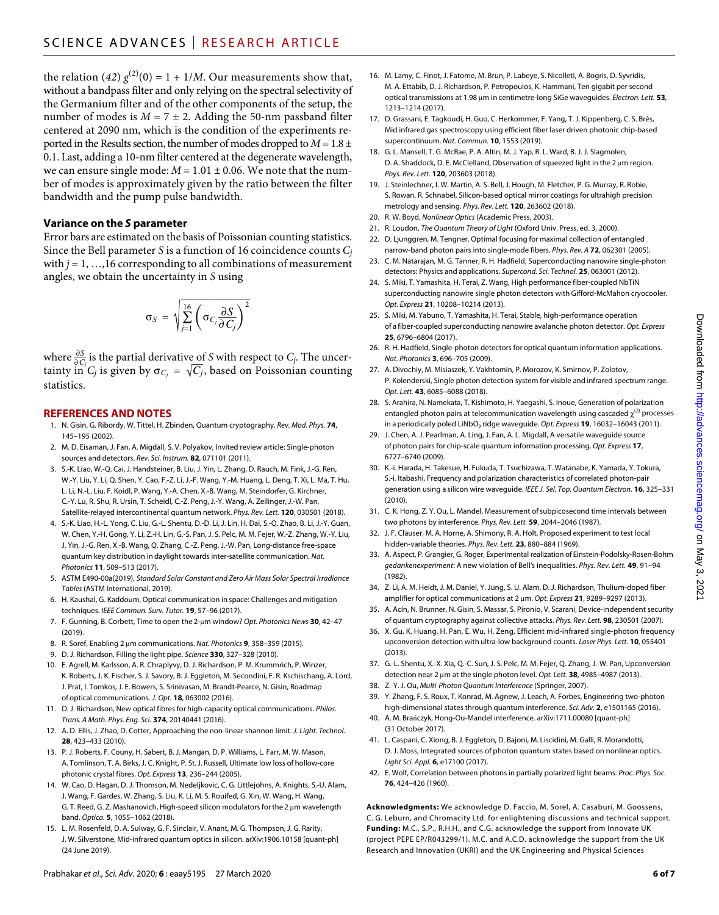the relation (*42*) $g^{(2)}(0) = 1 + 1/M$. Our measurements show that, without a bandpass filter and only relying on the spectral selectivity of the Germanium filter and of the other components of the setup, the number of modes is $M = 7 \pm 2$. Adding the 50-nm passband filter centered at 2090 nm, which is the condition of the experiments reported in the Results section, the number of modes dropped to $M = 1.8 \pm 0.1$. Last, adding a 10-nm filter centered at the degenerate wavelength, we can ensure single mode: $M = 1.01 \pm 0.06$. We note that the number of modes is approximately given by the ratio between the filter bandwidth and the pump pulse bandwidth.

### Variance on the *S* parameter

Error bars are estimated on the basis of Poissonian counting statistics. Since the Bell parameter *S* is a function of 16 coincidence counts $C_j$ with $j = 1, \ldots, 16$ corresponding to all combinations of measurement angles, we obtain the uncertainty in *S* using

$$\sigma_S = \sqrt{\sum_{j=1}^{16} \left( \sigma_{C_j} \frac{\partial S}{\partial C_j} \right)^2}$$

where $\frac{\partial S}{\partial C_j}$ is the partial derivative of *S* with respect to $C_j$. The uncertainty in $C_j$ is given by $\sigma_{C_j} = \sqrt{C_j}$, based on Poissonian counting statistics.

## REFERENCES AND NOTES

1. N. Gisin, G. Ribordy, W. Tittel, H. Zbinden, Quantum cryptography. *Rev. Mod. Phys.* **74**, 145–195 (2002).
2. M. D. Eisaman, J. Fan, A. Migdall, S. V. Polyakov, Invited review article: Single-photon sources and detectors. *Rev. Sci. Instrum.* **82**, 071101 (2011).
3. S.-K. Liao, W.-Q. Cai, J. Handsteiner, B. Liu, J. Yin, L. Zhang, D. Rauch, M. Fink, J.-G. Ren, W.-Y. Liu, Y. Li, Q. Shen, Y. Cao, F.-Z. Li, J.-F. Wang, Y.-M. Huang, L. Deng, T. Xi, L. Ma, T. Hu, L. Li, N.-L. Liu, F. Koidl, P. Wang, Y.-A. Chen, X.-B. Wang, M. Steindorfer, G. Kirchner, C.-Y. Lu, R. Shu, R. Ursin, T. Scheidl, C.-Z. Peng, J.-Y. Wang, A. Zeilinger, J.-W. Pan, Satellite-relayed intercontinental quantum network. *Phys. Rev. Lett.* **120**, 030501 (2018).
4. S.-K. Liao, H.-L. Yong, C. Liu, G.-L. Shentu, D.-D. Li, J. Lin, H. Dai, S.-Q. Zhao, B. Li, J.-Y. Guan, W. Chen, Y.-H. Gong, Y. Li, Z.-H. Lin, G.-S. Pan, J. S. Pelc, M. M. Fejer, W.-Z. Zhang, W.-Y. Liu, J. Yin, J.-G. Ren, X.-B. Wang, Q. Zhang, C.-Z. Peng, J.-W. Pan, Long-distance free-space quantum key distribution in daylight towards inter-satellite communication. *Nat. Photonics* **11**, 509–513 (2017).
5. ASTM E490-00a(2019), *Standard Solar Constant and Zero Air Mass Solar Spectral Irradiance Tables* (ASTM International, 2019).
6. H. Kaushal, G. Kaddoum, Optical communication in space: Challenges and mitigation techniques. *IEEE Commun. Surv. Tutor.* **19**, 57–96 (2017).
7. F. Gunning, B. Corbett, Time to open the 2-μm window? *Opt. Photonics News* **30**, 42–47 (2019).
8. R. Soref, Enabling 2 μm communications. *Nat. Photonics* **9**, 358–359 (2015).
9. D. J. Richardson, Filling the light pipe. *Science* **330**, 327–328 (2010).
10. E. Agrell, M. Karlsson, A. R. Chraplyvy, D. J. Richardson, P. M. Krummrich, P. Winzer, K. Roberts, J. K. Fischer, S. J. Savory, B. J. Eggleton, M. Secondini, F. R. Kschischang, A. Lord, J. Prat, I. Tomkos, J. E. Bowers, S. Srinivasan, M. Brandt-Pearce, N. Gisin, Roadmap of optical communications. *J. Opt.* **18**, 063002 (2016).
11. D. J. Richardson, New optical fibres for high-capacity optical communications. *Philos. Trans. A Math. Phys. Eng. Sci.* **374**, 20140441 (2016).
12. A. D. Ellis, J. Zhao, D. Cotter, Approaching the non-linear shannon limit. *J. Light. Technol.* **28**, 423–433 (2010).
13. P. J. Roberts, F. Couny, H. Sabert, B. J. Mangan, D. P. Williams, L. Farr, M. W. Mason, A. Tomlinson, T. A. Birks, J. C. Knight, P. St. J. Russell, Ultimate low loss of hollow-core photonic crystal fibres. *Opt. Express* **13**, 236–244 (2005).
14. W. Cao, D. Hagan, D. J. Thomson, M. Nedeljkovic, C. G. Littlejohns, A. Knights, S.-U. Alam, J. Wang, F. Gardes, W. Zhang, S. Liu, K. Li, M. S. Rouifed, G. Xin, W. Wang, H. Wang, G. T. Reed, G. Z. Mashanovich, High-speed silicon modulators for the 2 μm wavelength band. *Optica.* **5**, 1055–1062 (2018).
15. L. M. Rosenfeld, D. A. Sulway, G. F. Sinclair, V. Anant, M. G. Thompson, J. G. Rarity, J. W. Silverstone, Mid-infrared quantum optics in silicon. arXiv:1906.10158 [quant-ph] (24 June 2019).
16. M. Lamy, C. Finot, J. Fatome, M. Brun, P. Labeye, S. Nicolleti, A. Bogris, D. Syvridis, M. A. Ettabib, D. J. Richardson, P. Petropoulos, K. Hammani, Ten gigabit per second optical transmissions at 1.98 μm in centimetre-long SiGe waveguides. *Electron. Lett.* **53**, 1213–1214 (2017).
17. D. Grassani, E. Tagkoudi, H. Guo, C. Herkommer, F. Yang, T. J. Kippenberg, C. S. Brès, Mid infrared gas spectroscopy using efficient fiber laser driven photonic chip-based supercontinuum. *Nat. Commun.* **10**, 1553 (2019).
18. G. L. Mansell, T. G. McRae, P. A. Altin, M. J. Yap, R. L. Ward, B. J. J. Slagmolen, D. A. Shaddock, D. E. McClelland, Observation of squeezed light in the 2 μm region. *Phys. Rev. Lett.* **120**, 203603 (2018).
19. J. Steinlechner, I. W. Martin, A. S. Bell, J. Hough, M. Fletcher, P. G. Murray, R. Robie, S. Rowan, R. Schnabel, Silicon-based optical mirror coatings for ultrahigh precision metrology and sensing. *Phys. Rev. Lett.* **120**, 263602 (2018).
20. R. W. Boyd, *Nonlinear Optics* (Academic Press, 2003).
21. R. Loudon, *The Quantum Theory of Light* (Oxford Univ. Press, ed. 3, 2000).
22. D. Ljunggren, M. Tengner, Optimal focusing for maximal collection of entangled narrow-band photon pairs into single-mode fibers. *Phys. Rev. A* **72**, 062301 (2005).
23. C. M. Natarajan, M. G. Tanner, R. H. Hadfield, Superconducting nanowire single-photon detectors: Physics and applications. *Supercond. Sci. Technol.* **25**, 063001 (2012).
24. S. Miki, T. Yamashita, H. Terai, Z. Wang, High performance fiber-coupled NbTiN superconducting nanowire single photon detectors with Gifford-McMahon cryocooler. *Opt. Express* **21**, 10208–10214 (2013).
25. S. Miki, M. Yabuno, T. Yamashita, H. Terai, Stable, high-performance operation of a fiber-coupled superconducting nanowire avalanche photon detector. *Opt. Express* **25**, 6796–6804 (2017).
26. R. H. Hadfield, Single-photon detectors for optical quantum information applications. *Nat. Photonics* **3**, 696–705 (2009).
27. A. Divochiy, M. Misiaszek, Y. Vakhtomin, P. Morozov, K. Smirnov, P. Zolotov, P. Kolenderski, Single photon detection system for visible and infrared spectrum range. *Opt. Lett.* **43**, 6085–6088 (2018).
28. S. Arahira, N. Namekata, T. Kishimoto, H. Yaegashi, S. Inoue, Generation of polarization entangled photon pairs at telecommunication wavelength using cascaded $\chi^{(2)}$ processes in a periodically poled $LiNbO_3$ ridge waveguide. *Opt. Express* **19**, 16032–16043 (2011).
29. J. Chen, A. J. Pearlman, A. Ling, J. Fan, A. L. Migdall, A versatile waveguide source of photon pairs for chip-scale quantum information processing. *Opt. Express* **17**, 6727–6740 (2009).
30. K.-i. Harada, H. Takesue, H. Fukuda, T. Tsuchizawa, T. Watanabe, K. Yamada, Y. Tokura, S.-i. Itabashi, Frequency and polarization characteristics of correlated photon-pair generation using a silicon wire waveguide. *IEEE J. Sel. Top. Quantum Electron.* **16**, 325–331 (2010).
31. C. K. Hong, Z. Y. Ou, L. Mandel, Measurement of subpicosecond time intervals between two photons by interference. *Phys. Rev. Lett.* **59**, 2044–2046 (1987).
32. J. F. Clauser, M. A. Horne, A. Shimony, R. A. Holt, Proposed experiment to test local hidden-variable theories. *Phys. Rev. Lett.* **23**, 880–884 (1969).
33. A. Aspect, P. Grangier, G. Roger, Experimental realization of Einstein-Podolsky-Rosen-Bohm *gedankenexperiment*: A new violation of Bell's inequalities. *Phys. Rev. Lett.* **49**, 91–94 (1982).
34. Z. Li, A. M. Heidt, J. M. Daniel, Y. Jung, S. U. Alam, D. J. Richardson, Thulium-doped fiber amplifier for optical communications at 2 μm. *Opt. Express* **21**, 9289–9297 (2013).
35. A. Acín, N. Brunner, N. Gisin, S. Massar, S. Pironio, V. Scarani, Device-independent security of quantum cryptography against collective attacks. *Phys. Rev. Lett.* **98**, 230501 (2007).
36. X. Gu, K. Huang, H. Pan, E. Wu, H. Zeng, Efficient mid-infrared single-photon frequency upconversion detection with ultra-low background counts. *Laser Phys. Lett.* **10**, 055401 (2013).
37. G.-L. Shentu, X.-X. Xia, Q.-C. Sun, J. S. Pelc, M. M. Fejer, Q. Zhang, J.-W. Pan, Upconversion detection near 2 μm at the single photon level. *Opt. Lett.* **38**, 4985–4987 (2013).
38. Z.-Y. J. Ou, *Multi-Photon Quantum Interference* (Springer, 2007).
39. Y. Zhang, F. S. Roux, T. Konrad, M. Agnew, J. Leach, A. Forbes, Engineering two-photon high-dimensional states through quantum interference. *Sci. Adv.* **2**, e1501165 (2016).
40. A. M. Brańczyk, Hong-Ou-Mandel interference. arXiv:1711.00080 [quant-ph] (31 October 2017).
41. L. Caspani, C. Xiong, B. J. Eggleton, D. Bajoni, M. Liscidini, M. Galli, R. Morandotti, D. J. Moss, Integrated sources of photon quantum states based on nonlinear optics. *Light Sci. Appl.* **6**, e17100 (2017).
42. E. Wolf, Correlation between photons in partially polarized light beams. *Proc. Phys. Soc.* **76**, 424–426 (1960).

**Acknowledgments:** We acknowledge D. Faccio, M. Sorel, A. Casaburi, M. Goossens, C. G. Leburn, and Chromacity Ltd. for enlightening discussions and technical support. **Funding:** M.C., S.P., R.H.H., and C.G. acknowledge the support from Innovate UK (project PEPE EP/R043299/1). M.C. and A.C.D. acknowledge the support from the UK Research and Innovation (UKRI) and the UK Engineering and Physical Sciences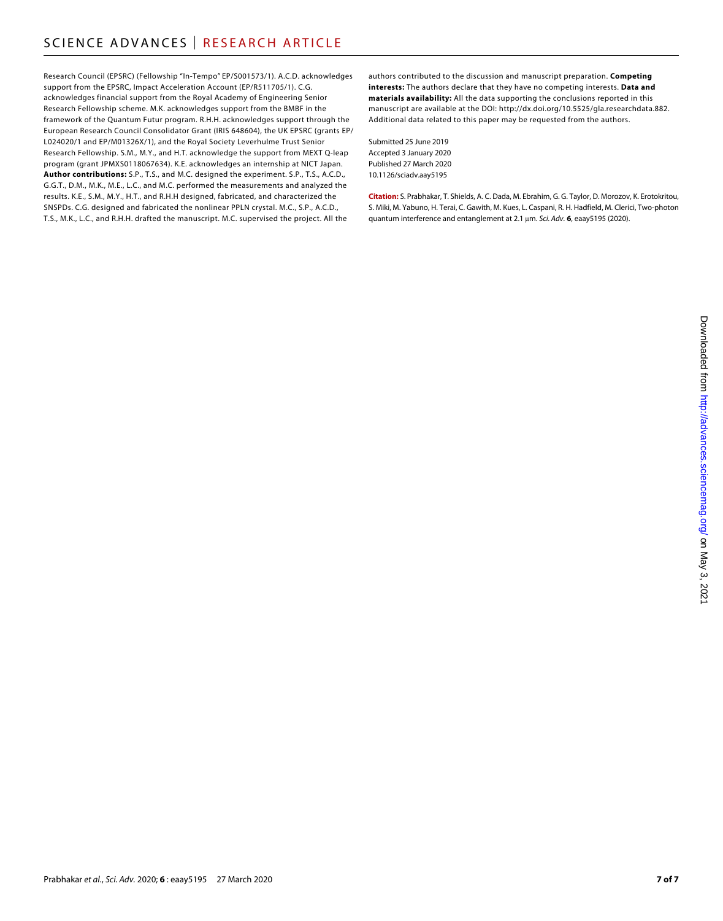Research Council (EPSRC) (Fellowship "In-Tempo" EP/S001573/1). A.C.D. acknowledges support from the EPSRC, Impact Acceleration Account (EP/R511705/1). C.G. acknowledges financial support from the Royal Academy of Engineering Senior Research Fellowship scheme. M.K. acknowledges support from the BMBF in the framework of the Quantum Futur program. R.H.H. acknowledges support through the European Research Council Consolidator Grant (IRIS 648604), the UK EPSRC (grants EP/L024020/1 and EP/M01326X/1), and the Royal Society Leverhulme Trust Senior Research Fellowship. S.M., M.Y., and H.T. acknowledge the support from MEXT Q-leap program (grant JPMXS0118067634). K.E. acknowledges an internship at NICT Japan. **Author contributions:** S.P., T.S., and M.C. designed the experiment. S.P., T.S., A.C.D., G.G.T., D.M., M.K., M.E., L.C., and M.C. performed the measurements and analyzed the results. K.E., S.M., M.Y., H.T., and R.H.H designed, fabricated, and characterized the SNSPDs. C.G. designed and fabricated the nonlinear PPLN crystal. M.C., S.P., A.C.D., T.S., M.K., L.C., and R.H.H. drafted the manuscript. M.C. supervised the project. All the authors contributed to the discussion and manuscript preparation. **Competing interests:** The authors declare that they have no competing interests. **Data and materials availability:** All the data supporting the conclusions reported in this manuscript are available at the DOI: http://dx.doi.org/10.5525/gla.researchdata.882. Additional data related to this paper may be requested from the authors.

Submitted 25 June 2019
Accepted 3 January 2020
Published 27 March 2020
10.1126/sciadv.aay5195

**Citation:** S. Prabhakar, T. Shields, A. C. Dada, M. Ebrahim, G. G. Taylor, D. Morozov, K. Erotokritou, S. Miki, M. Yabuno, H. Terai, C. Gawith, M. Kues, L. Caspani, R. H. Hadfield, M. Clerici, Two-photon quantum interference and entanglement at 2.1 μm. *Sci. Adv.* **6**, eaay5195 (2020).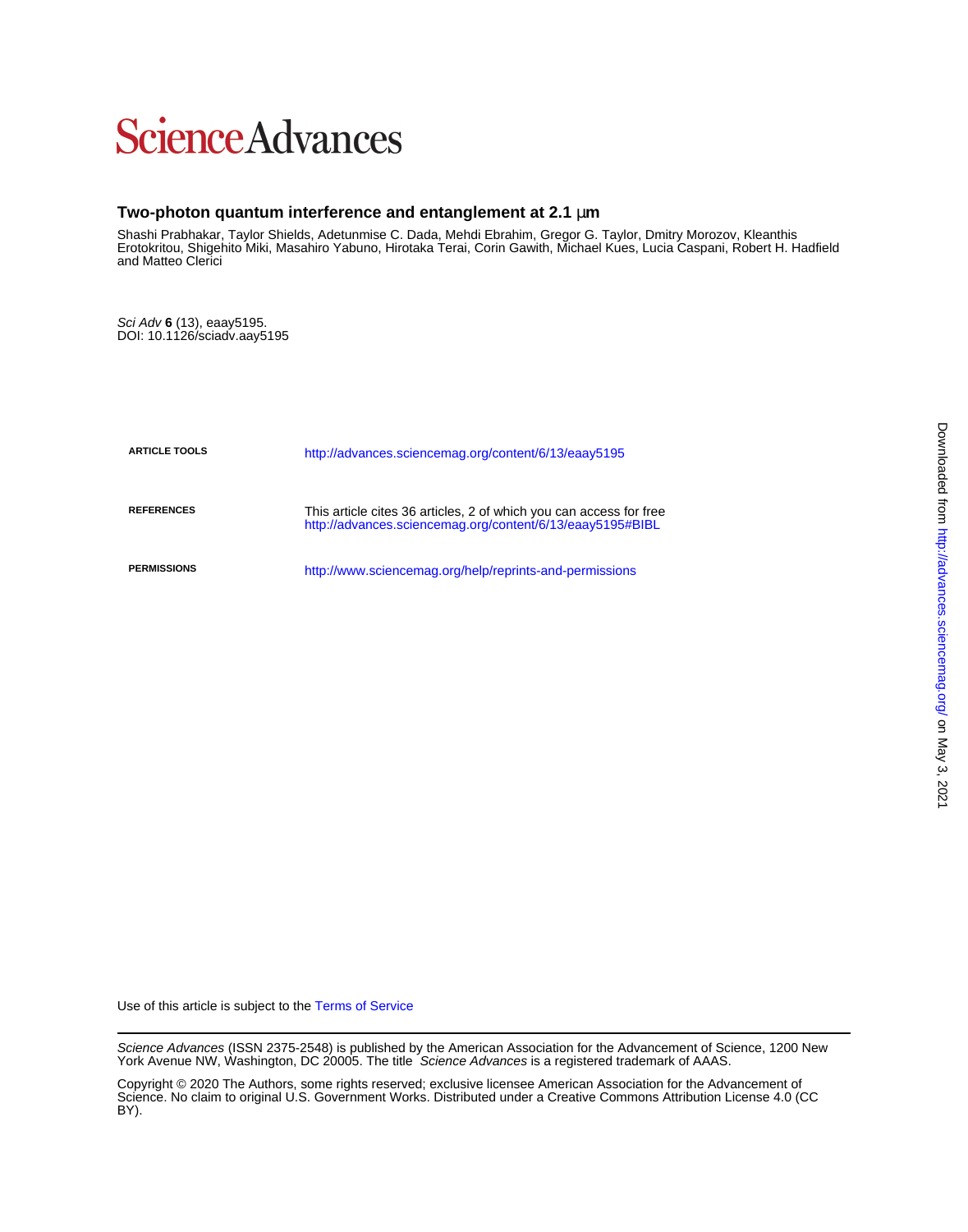# Science Advances

## Two-photon quantum interference and entanglement at 2.1 μm

Shashi Prabhakar, Taylor Shields, Adetunmise C. Dada, Mehdi Ebrahim, Gregor G. Taylor, Dmitry Morozov, Kleanthis Erotokritou, Shigehito Miki, Masahiro Yabuno, Hirotaka Terai, Corin Gawith, Michael Kues, Lucia Caspani, Robert H. Hadfield and Matteo Clerici

*Sci Adv* **6** (13), eaay5195.
DOI: 10.1126/sciadv.aay5195

| | |
|---|---|
| **ARTICLE TOOLS** | http://advances.sciencemag.org/content/6/13/eaay5195 |
| **REFERENCES** | This article cites 36 articles, 2 of which you can access for free http://advances.sciencemag.org/content/6/13/eaay5195#BIBL |
| **PERMISSIONS** | http://www.sciencemag.org/help/reprints-and-permissions |

Use of this article is subject to the Terms of Service

*Science Advances* (ISSN 2375-2548) is published by the American Association for the Advancement of Science, 1200 New York Avenue NW, Washington, DC 20005. The title *Science Advances* is a registered trademark of AAAS.

Copyright © 2020 The Authors, some rights reserved; exclusive licensee American Association for the Advancement of Science. No claim to original U.S. Government Works. Distributed under a Creative Commons Attribution License 4.0 (CC BY).

Downloaded from http://advances.sciencemag.org/ on May 3, 2021